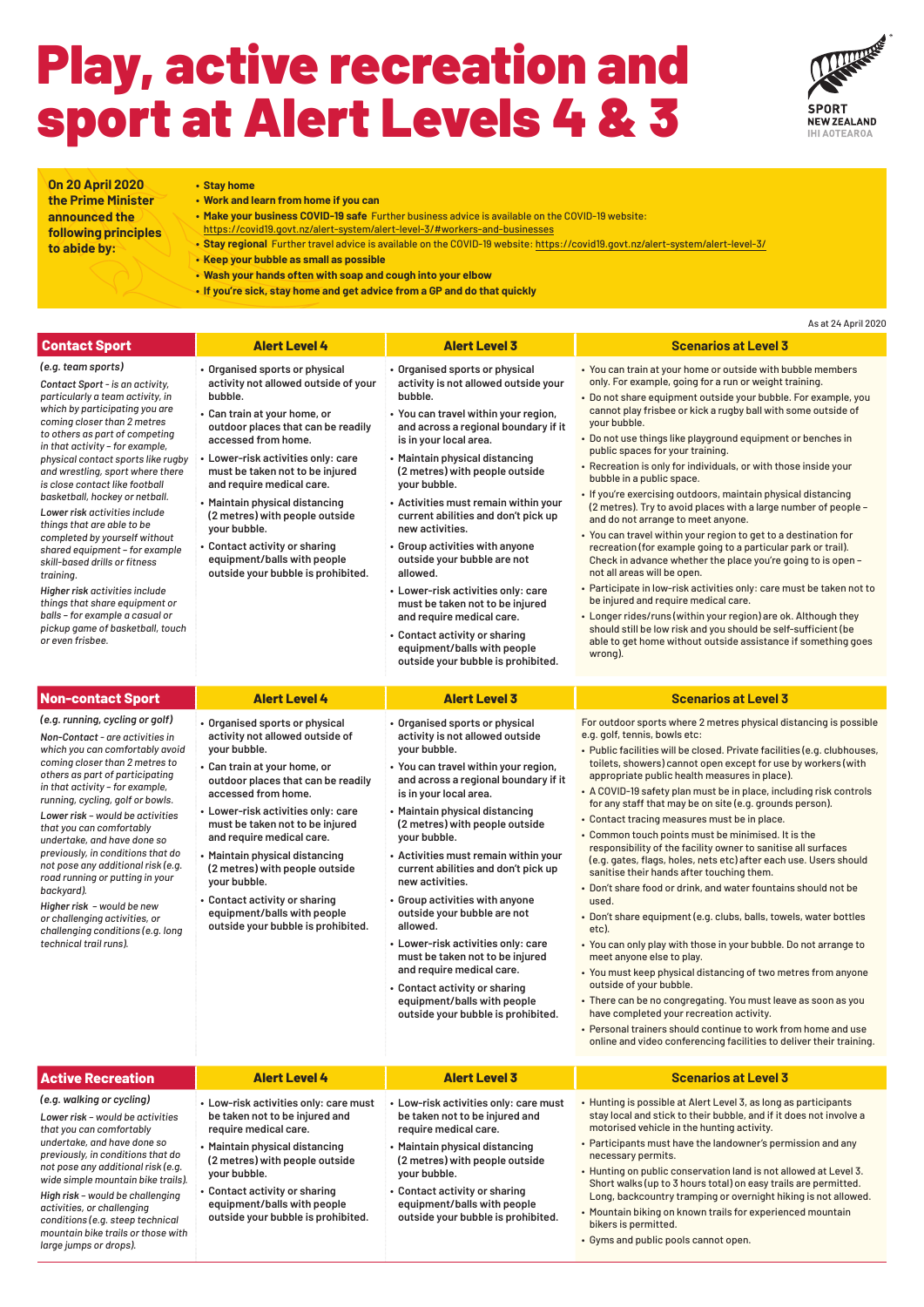# Play, active recreation and sport at Alert Levels 4 & 3

SPORT NEW ZEALAND
IHI AOTEAROA

**On 20 April 2020 the Prime Minister announced the following principles to abide by:**

- **Stay home**
- **Work and learn from home if you can**
- **Make your business COVID-19 safe** Further business advice is available on the COVID-19 website: https://covid19.govt.nz/alert-system/alert-level-3/#workers-and-businesses
- **Stay regional** Further travel advice is available on the COVID-19 website: https://covid19.govt.nz/alert-system/alert-level-3/
- **Keep your bubble as small as possible**
- **Wash your hands often with soap and cough into your elbow**
- **If you're sick, stay home and get advice from a GP and do that quickly**

As at 24 April 2020

| Contact Sport | Alert Level 4 | Alert Level 3 | Scenarios at Level 3 |
|---|---|---|---|
| *(e.g. team sports)*<br>*Contact Sport – is an activity, particularly a team activity, in which by participating you are coming closer than 2 metres to others as part of competing in that activity – for example, physical contact sports like rugby and wrestling, sport where there is close contact like football basketball, hockey or netball.*<br>*Lower risk activities include things that are able to be completed by yourself without shared equipment – for example skill-based drills or fitness training.*<br>*Higher risk activities include things that share equipment or balls – for example a casual or pickup game of basketball, touch or even frisbee.* | • Organised sports or physical activity not allowed outside of your bubble.<br>• Can train at your home, or outdoor places that can be readily accessed from home.<br>• Lower-risk activities only: care must be taken not to be injured and require medical care.<br>• Maintain physical distancing (2 metres) with people outside your bubble.<br>• Contact activity or sharing equipment/balls with people outside your bubble is prohibited. | • Organised sports or physical activity is not allowed outside your bubble.<br>• You can travel within your region, and across a regional boundary if it is in your local area.<br>• Maintain physical distancing (2 metres) with people outside your bubble.<br>• Activities must remain within your current abilities and don't pick up new activities.<br>• Group activities with anyone outside your bubble are not allowed.<br>• Lower-risk activities only: care must be taken not to be injured and require medical care.<br>• Contact activity or sharing equipment/balls with people outside your bubble is prohibited. | • You can train at your home or outside with bubble members only. For example, going for a run or weight training.<br>• Do not share equipment outside your bubble. For example, you cannot play frisbee or kick a rugby ball with some outside of your bubble.<br>• Do not use things like playground equipment or benches in public spaces for your training.<br>• Recreation is only for individuals, or with those inside your bubble in a public space.<br>• If you're exercising outdoors, maintain physical distancing (2 metres). Try to avoid places with a large number of people – and do not arrange to meet anyone.<br>• You can travel within your region to get to a destination for recreation (for example going to a particular park or trail). Check in advance whether the place you're going to is open – not all areas will be open.<br>• Participate in low-risk activities only: care must be taken not to be injured and require medical care.<br>• Longer rides/runs (within your region) are ok. Although they should still be low risk and you should be self-sufficient (be able to get home without outside assistance if something goes wrong). |

| Non-contact Sport | Alert Level 4 | Alert Level 3 | Scenarios at Level 3 |
|---|---|---|---|
| *(e.g. running, cycling or golf)*<br>*Non-Contact – are activities in which you can comfortably avoid coming closer than 2 metres to others as part of participating in that activity – for example, running, cycling, golf or bowls.*<br>*Lower risk – would be activities that you can comfortably undertake, and have done so previously, in conditions that do not pose any additional risk (e.g. road running or putting in your backyard).*<br>*Higher risk – would be new or challenging activities, or challenging conditions (e.g. long technical trail runs).* | • Organised sports or physical activity not allowed outside of your bubble.<br>• Can train at your home, or outdoor places that can be readily accessed from home.<br>• Lower-risk activities only: care must be taken not to be injured and require medical care.<br>• Maintain physical distancing (2 metres) with people outside your bubble.<br>• Contact activity or sharing equipment/balls with people outside your bubble is prohibited. | • Organised sports or physical activity is not allowed outside your bubble.<br>• You can travel within your region, and across a regional boundary if it is in your local area.<br>• Maintain physical distancing (2 metres) with people outside your bubble.<br>• Activities must remain within your current abilities and don't pick up new activities.<br>• Group activities with anyone outside your bubble are not allowed.<br>• Lower-risk activities only: care must be taken not to be injured and require medical care.<br>• Contact activity or sharing equipment/balls with people outside your bubble is prohibited. | For outdoor sports where 2 metres physical distancing is possible e.g. golf, tennis, bowls etc:<br>• Public facilities will be closed. Private facilities (e.g. clubhouses, toilets, showers) cannot open except for use by workers (with appropriate public health measures in place).<br>• A COVID-19 safety plan must be in place, including risk controls for any staff that may be on site (e.g. grounds person).<br>• Contact tracing measures must be in place.<br>• Common touch points must be minimised. It is the responsibility of the facility owner to sanitise all surfaces (e.g. gates, flags, holes, nets etc) after each use. Users should sanitise their hands after touching them.<br>• Don't share food or drink, and water fountains should not be used.<br>• Don't share equipment (e.g. clubs, balls, towels, water bottles etc).<br>• You can only play with those in your bubble. Do not arrange to meet anyone else to play.<br>• You must keep physical distancing of two metres from anyone outside of your bubble.<br>• There can be no congregating. You must leave as soon as you have completed your recreation activity.<br>• Personal trainers should continue to work from home and use online and video conferencing facilities to deliver their training. |

| Active Recreation | Alert Level 4 | Alert Level 3 | Scenarios at Level 3 |
|---|---|---|---|
| *(e.g. walking or cycling)*<br>*Lower risk – would be activities that you can comfortably undertake, and have done so previously, in conditions that do not pose any additional risk (e.g. wide simple mountain bike trails).*<br>*High risk – would be challenging activities, or challenging conditions (e.g. steep technical mountain bike trails or those with large jumps or drops).* | • Low-risk activities only: care must be taken not to be injured and require medical care.<br>• Maintain physical distancing (2 metres) with people outside your bubble.<br>• Contact activity or sharing equipment/balls with people outside your bubble is prohibited. | • Low-risk activities only: care must be taken not to be injured and require medical care.<br>• Maintain physical distancing (2 metres) with people outside your bubble.<br>• Contact activity or sharing equipment/balls with people outside your bubble is prohibited. | • Hunting is possible at Alert Level 3, as long as participants stay local and stick to their bubble, and if it does not involve a motorised vehicle in the hunting activity.<br>• Participants must have the landowner's permission and any necessary permits.<br>• Hunting on public conservation land is not allowed at Level 3. Short walks (up to 3 hours total) on easy trails are permitted. Long, backcountry tramping or overnight hiking is not allowed.<br>• Mountain biking on known trails for experienced mountain bikers is permitted.<br>• Gyms and public pools cannot open. |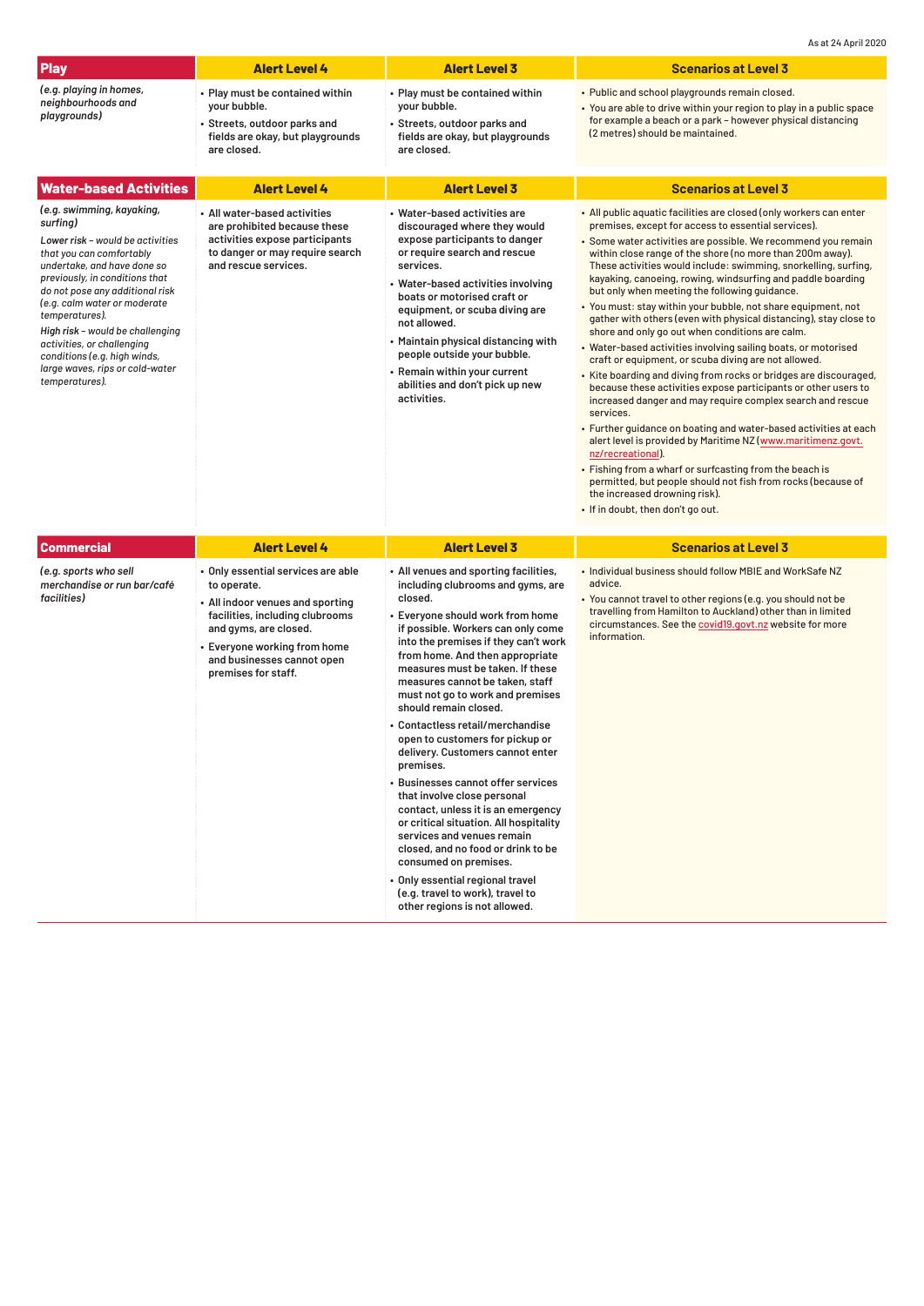As at 24 April 2020

| Play | Alert Level 4 | Alert Level 3 | Scenarios at Level 3 |
|---|---|---|---|
| *(e.g. playing in homes, neighbourhoods and playgrounds)* | • Play must be contained within your bubble.<br>• Streets, outdoor parks and fields are okay, but playgrounds are closed. | • Play must be contained within your bubble.<br>• Streets, outdoor parks and fields are okay, but playgrounds are closed. | • Public and school playgrounds remain closed.<br>• You are able to drive within your region to play in a public space for example a beach or a park – however physical distancing (2 metres) should be maintained. |

| Water-based Activities | Alert Level 4 | Alert Level 3 | Scenarios at Level 3 |
|---|---|---|---|
| *(e.g. swimming, kayaking, surfing)*<br>*Lower risk – would be activities that you can comfortably undertake, and have done so previously, in conditions that do not pose any additional risk (e.g. calm water or moderate temperatures).*<br>*High risk – would be challenging activities, or challenging conditions (e.g. high winds, large waves, rips or cold-water temperatures).* | • All water-based activities are prohibited because these activities expose participants to danger or may require search and rescue services. | • Water-based activities are discouraged where they would expose participants to danger or require search and rescue services.<br>• Water-based activities involving boats or motorised craft or equipment, or scuba diving are not allowed.<br>• Maintain physical distancing with people outside your bubble.<br>• Remain within your current abilities and don't pick up new activities. | • All public aquatic facilities are closed (only workers can enter premises, except for access to essential services).<br>• Some water activities are possible. We recommend you remain within close range of the shore (no more than 200m away). These activities would include: swimming, snorkelling, surfing, kayaking, canoeing, rowing, windsurfing and paddle boarding but only when meeting the following guidance.<br>• You must: stay within your bubble, not share equipment, not gather with others (even with physical distancing), stay close to shore and only go out when conditions are calm.<br>• Water-based activities involving sailing boats, or motorised craft or equipment, or scuba diving are not allowed.<br>• Kite boarding and diving from rocks or bridges are discouraged, because these activities expose participants or other users to increased danger and may require complex search and rescue services.<br>• Further guidance on boating and water-based activities at each alert level is provided by Maritime NZ (www.maritimenz.govt.nz/recreational).<br>• Fishing from a wharf or surfcasting from the beach is permitted, but people should not fish from rocks (because of the increased drowning risk).<br>• If in doubt, then don't go out. |

| Commercial | Alert Level 4 | Alert Level 3 | Scenarios at Level 3 |
|---|---|---|---|
| *(e.g. sports who sell merchandise or run bar/café facilities)* | • Only essential services are able to operate.<br>• All indoor venues and sporting facilities, including clubrooms and gyms, are closed.<br>• Everyone working from home and businesses cannot open premises for staff. | • All venues and sporting facilities, including clubrooms and gyms, are closed.<br>• Everyone should work from home if possible. Workers can only come into the premises if they can't work from home. And then appropriate measures must be taken. If these measures cannot be taken, staff must not go to work and premises should remain closed.<br>• Contactless retail/merchandise open to customers for pickup or delivery. Customers cannot enter premises.<br>• Businesses cannot offer services that involve close personal contact, unless it is an emergency or critical situation. All hospitality services and venues remain closed, and no food or drink to be consumed on premises.<br>• Only essential regional travel (e.g. travel to work), travel to other regions is not allowed. | • Individual business should follow MBIE and WorkSafe NZ advice.<br>• You cannot travel to other regions (e.g. you should not be travelling from Hamilton to Auckland) other than in limited circumstances. See the covid19.govt.nz website for more information. |